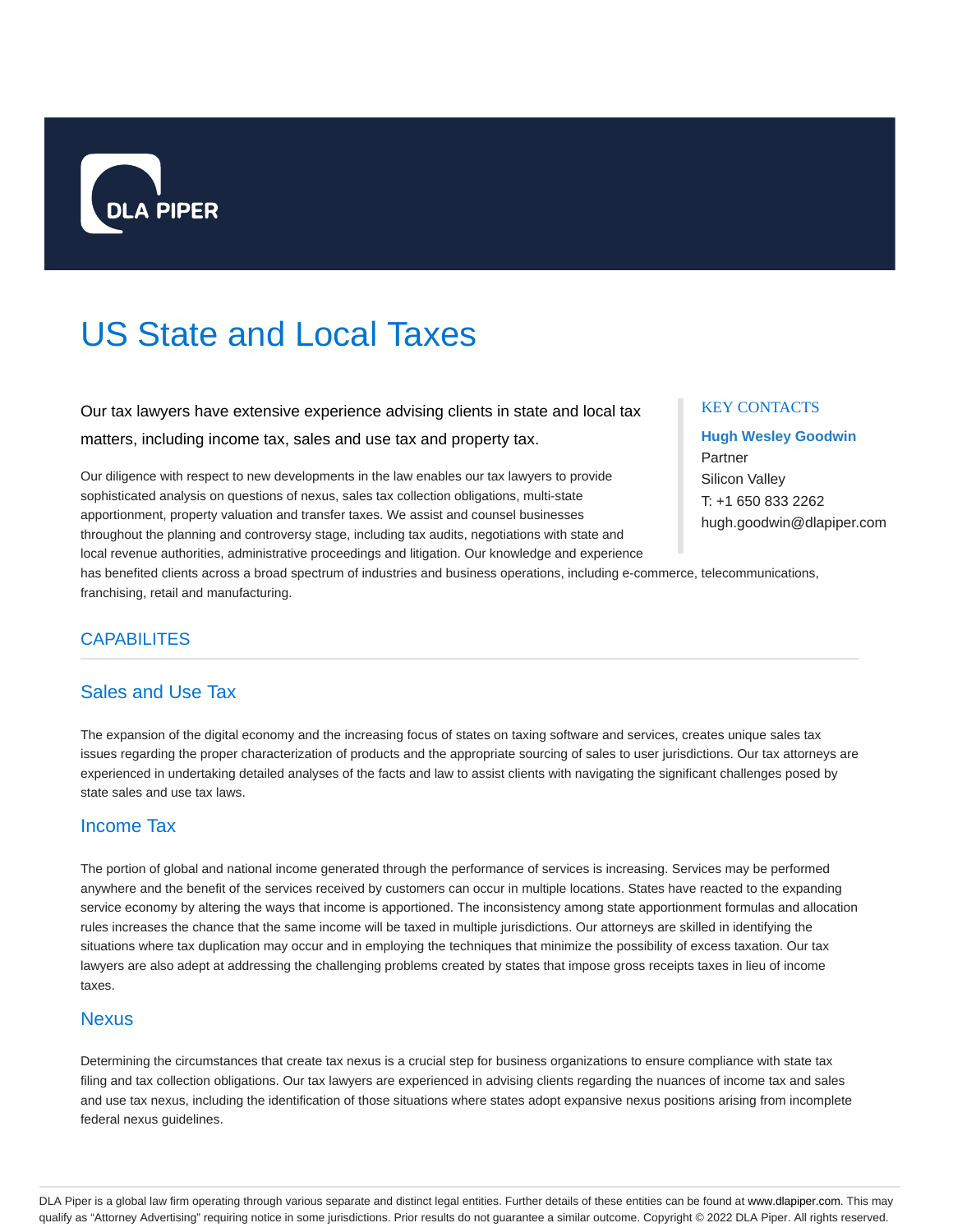DLA PIPER

# US State and Local Taxes

Our tax lawyers have extensive experience advising clients in state and local tax matters, including income tax, sales and use tax and property tax.

Our diligence with respect to new developments in the law enables our tax lawyers to provide sophisticated analysis on questions of nexus, sales tax collection obligations, multi-state apportionment, property valuation and transfer taxes. We assist and counsel businesses throughout the planning and controversy stage, including tax audits, negotiations with state and local revenue authorities, administrative proceedings and litigation. Our knowledge and experience has benefited clients across a broad spectrum of industries and business operations, including e-commerce, telecommunications, franchising, retail and manufacturing.

### KEY CONTACTS

**Hugh Wesley Goodwin**
Partner
Silicon Valley
T: +1 650 833 2262
hugh.goodwin@dlapiper.com

## CAPABILITES

### Sales and Use Tax

The expansion of the digital economy and the increasing focus of states on taxing software and services, creates unique sales tax issues regarding the proper characterization of products and the appropriate sourcing of sales to user jurisdictions. Our tax attorneys are experienced in undertaking detailed analyses of the facts and law to assist clients with navigating the significant challenges posed by state sales and use tax laws.

### Income Tax

The portion of global and national income generated through the performance of services is increasing. Services may be performed anywhere and the benefit of the services received by customers can occur in multiple locations. States have reacted to the expanding service economy by altering the ways that income is apportioned. The inconsistency among state apportionment formulas and allocation rules increases the chance that the same income will be taxed in multiple jurisdictions. Our attorneys are skilled in identifying the situations where tax duplication may occur and in employing the techniques that minimize the possibility of excess taxation. Our tax lawyers are also adept at addressing the challenging problems created by states that impose gross receipts taxes in lieu of income taxes.

### Nexus

Determining the circumstances that create tax nexus is a crucial step for business organizations to ensure compliance with state tax filing and tax collection obligations. Our tax lawyers are experienced in advising clients regarding the nuances of income tax and sales and use tax nexus, including the identification of those situations where states adopt expansive nexus positions arising from incomplete federal nexus guidelines.

DLA Piper is a global law firm operating through various separate and distinct legal entities. Further details of these entities can be found at www.dlapiper.com. This may qualify as "Attorney Advertising" requiring notice in some jurisdictions. Prior results do not guarantee a similar outcome. Copyright © 2022 DLA Piper. All rights reserved.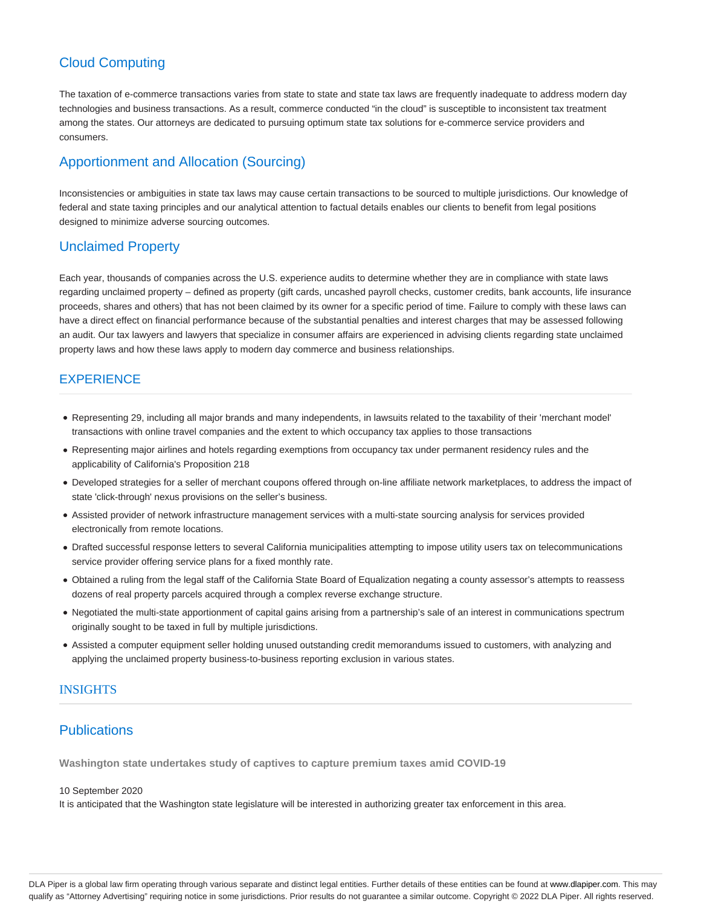## Cloud Computing

The taxation of e-commerce transactions varies from state to state and state tax laws are frequently inadequate to address modern day technologies and business transactions. As a result, commerce conducted “in the cloud” is susceptible to inconsistent tax treatment among the states. Our attorneys are dedicated to pursuing optimum state tax solutions for e-commerce service providers and consumers.

## Apportionment and Allocation (Sourcing)

Inconsistencies or ambiguities in state tax laws may cause certain transactions to be sourced to multiple jurisdictions. Our knowledge of federal and state taxing principles and our analytical attention to factual details enables our clients to benefit from legal positions designed to minimize adverse sourcing outcomes.

## Unclaimed Property

Each year, thousands of companies across the U.S. experience audits to determine whether they are in compliance with state laws regarding unclaimed property – defined as property (gift cards, uncashed payroll checks, customer credits, bank accounts, life insurance proceeds, shares and others) that has not been claimed by its owner for a specific period of time. Failure to comply with these laws can have a direct effect on financial performance because of the substantial penalties and interest charges that may be assessed following an audit. Our tax lawyers and lawyers that specialize in consumer affairs are experienced in advising clients regarding state unclaimed property laws and how these laws apply to modern day commerce and business relationships.

## EXPERIENCE

- Representing 29, including all major brands and many independents, in lawsuits related to the taxability of their 'merchant model' transactions with online travel companies and the extent to which occupancy tax applies to those transactions
- Representing major airlines and hotels regarding exemptions from occupancy tax under permanent residency rules and the applicability of California's Proposition 218
- Developed strategies for a seller of merchant coupons offered through on-line affiliate network marketplaces, to address the impact of state 'click-through' nexus provisions on the seller’s business.
- Assisted provider of network infrastructure management services with a multi-state sourcing analysis for services provided electronically from remote locations.
- Drafted successful response letters to several California municipalities attempting to impose utility users tax on telecommunications service provider offering service plans for a fixed monthly rate.
- Obtained a ruling from the legal staff of the California State Board of Equalization negating a county assessor’s attempts to reassess dozens of real property parcels acquired through a complex reverse exchange structure.
- Negotiated the multi-state apportionment of capital gains arising from a partnership’s sale of an interest in communications spectrum originally sought to be taxed in full by multiple jurisdictions.
- Assisted a computer equipment seller holding unused outstanding credit memorandums issued to customers, with analyzing and applying the unclaimed property business-to-business reporting exclusion in various states.

## INSIGHTS

## Publications

**Washington state undertakes study of captives to capture premium taxes amid COVID-19**

10 September 2020

It is anticipated that the Washington state legislature will be interested in authorizing greater tax enforcement in this area.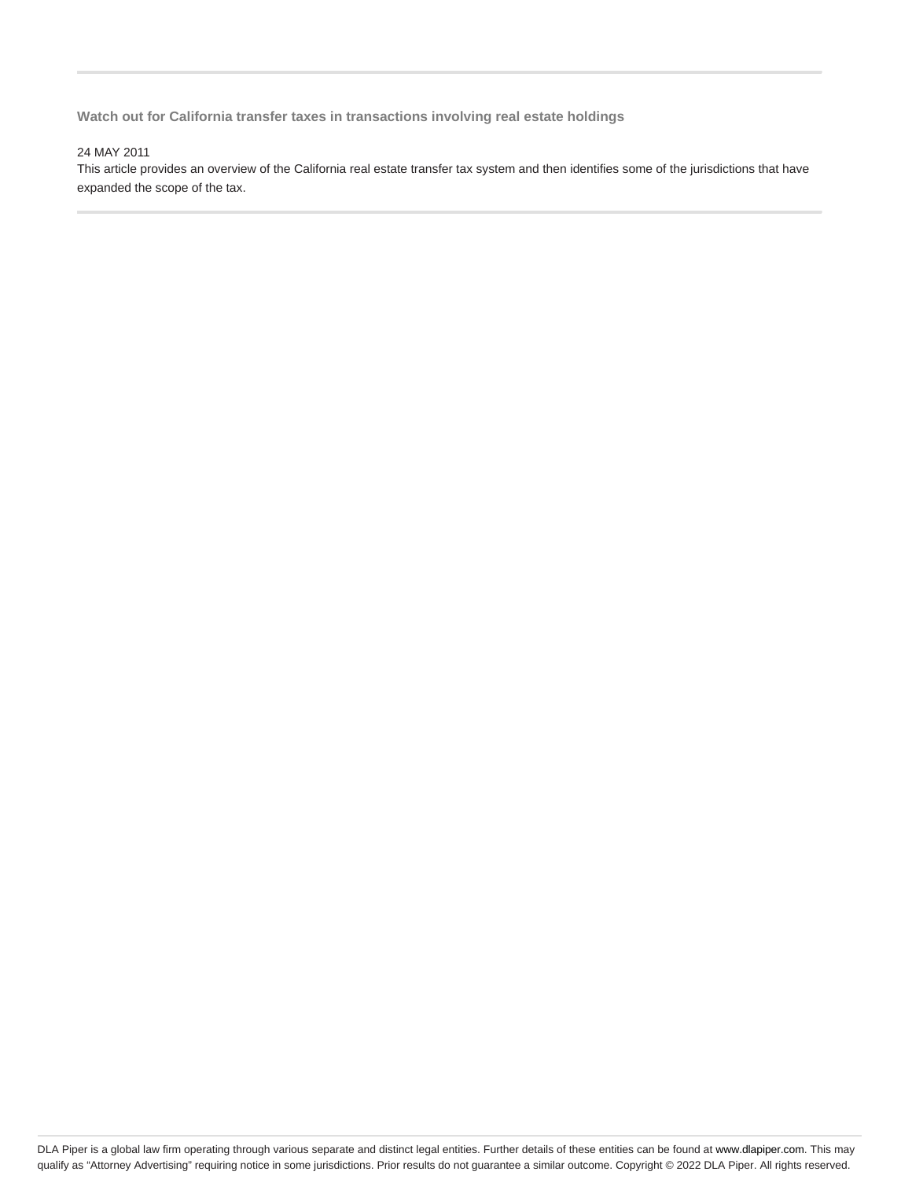**Watch out for California transfer taxes in transactions involving real estate holdings**

24 MAY 2011

This article provides an overview of the California real estate transfer tax system and then identifies some of the jurisdictions that have expanded the scope of the tax.

DLA Piper is a global law firm operating through various separate and distinct legal entities. Further details of these entities can be found at www.dlapiper.com. This may qualify as “Attorney Advertising” requiring notice in some jurisdictions. Prior results do not guarantee a similar outcome. Copyright © 2022 DLA Piper. All rights reserved.